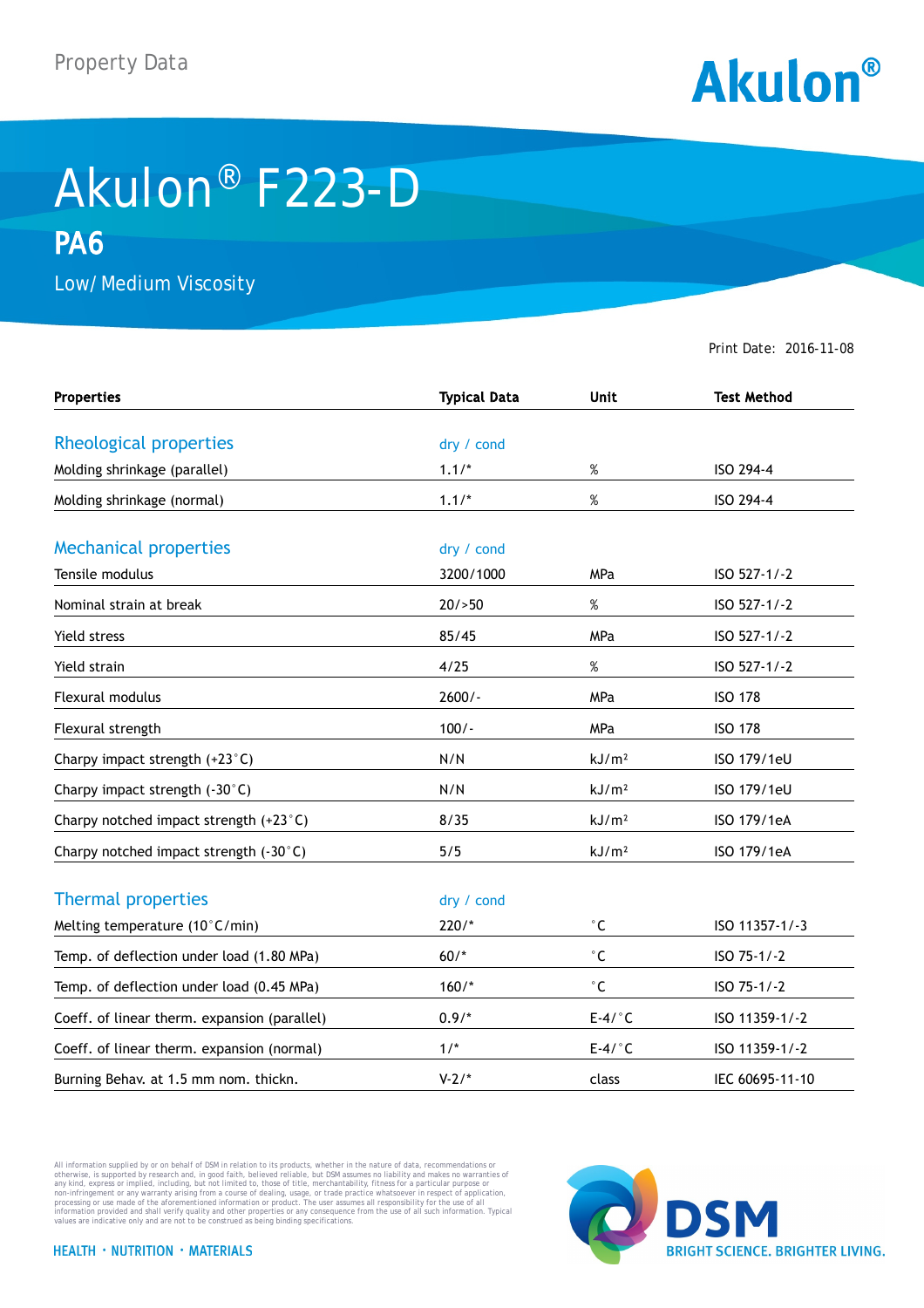Property Data

Akulon®

# Akulon® F223-D

## PA6

Low/ Medium Viscosity

Print Date: 2016-11-08

| Properties | Typical Data | Unit | Test Method |
|---|---|---|---|
| **Rheological properties** | dry / cond | | |
| Molding shrinkage (parallel) | 1.1/* | % | ISO 294-4 |
| Molding shrinkage (normal) | 1.1/* | % | ISO 294-4 |
| **Mechanical properties** | dry / cond | | |
| Tensile modulus | 3200/1000 | MPa | ISO 527-1/-2 |
| Nominal strain at break | 20/>50 | % | ISO 527-1/-2 |
| Yield stress | 85/45 | MPa | ISO 527-1/-2 |
| Yield strain | 4/25 | % | ISO 527-1/-2 |
| Flexural modulus | 2600/- | MPa | ISO 178 |
| Flexural strength | 100/- | MPa | ISO 178 |
| Charpy impact strength (+23°C) | N/N | kJ/m² | ISO 179/1eU |
| Charpy impact strength (-30°C) | N/N | kJ/m² | ISO 179/1eU |
| Charpy notched impact strength (+23°C) | 8/35 | kJ/m² | ISO 179/1eA |
| Charpy notched impact strength (-30°C) | 5/5 | kJ/m² | ISO 179/1eA |
| **Thermal properties** | dry / cond | | |
| Melting temperature (10°C/min) | 220/* | °C | ISO 11357-1/-3 |
| Temp. of deflection under load (1.80 MPa) | 60/* | °C | ISO 75-1/-2 |
| Temp. of deflection under load (0.45 MPa) | 160/* | °C | ISO 75-1/-2 |
| Coeff. of linear therm. expansion (parallel) | 0.9/* | E-4/°C | ISO 11359-1/-2 |
| Coeff. of linear therm. expansion (normal) | 1/* | E-4/°C | ISO 11359-1/-2 |
| Burning Behav. at 1.5 mm nom. thickn. | V-2/* | class | IEC 60695-11-10 |

All information supplied by or on behalf of DSM in relation to its products, whether in the nature of data, recommendations or otherwise, is supported by research and, in good faith, believed reliable, but DSM assumes no liability and makes no warranties of any kind, express or implied, including, but not limited to, those of title, merchantability, fitness for a particular purpose or non-infringement or any warranty arising from a course of dealing, usage, or trade practice whatsoever in respect of application, processing or use made of the aforementioned information or product. The user assumes all responsibility for the use of all information provided and shall verify quality and other properties or any consequence from the use of all such information. Typical values are indicative only and are not to be construed as being binding specifications.

HEALTH · NUTRITION · MATERIALS

DSM BRIGHT SCIENCE. BRIGHTER LIVING.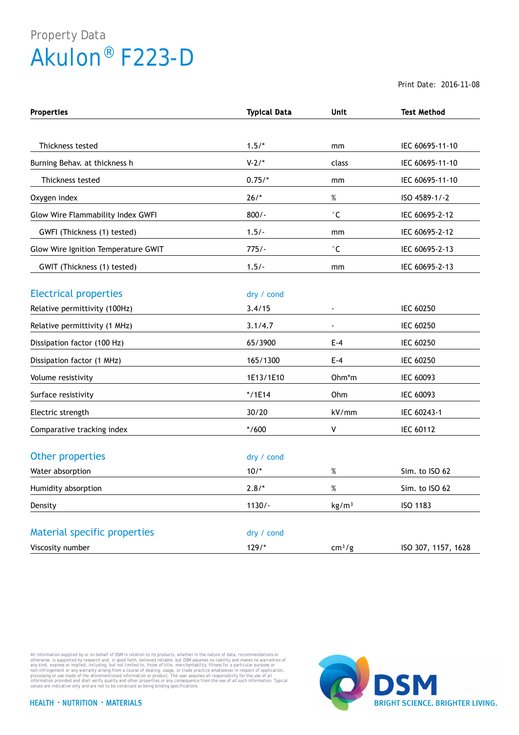Property Data

# Akulon® F223-D

Print Date: 2016-11-08

| Properties | Typical Data | Unit | Test Method |
|---|---|---|---|
| Thickness tested | 1.5/* | mm | IEC 60695-11-10 |
| Burning Behav. at thickness h | V-2/* | class | IEC 60695-11-10 |
| Thickness tested | 0.75/* | mm | IEC 60695-11-10 |
| Oxygen index | 26/* | % | ISO 4589-1/-2 |
| Glow Wire Flammability Index GWFI | 800/- | °C | IEC 60695-2-12 |
| GWFI (Thickness (1) tested) | 1.5/- | mm | IEC 60695-2-12 |
| Glow Wire Ignition Temperature GWIT | 775/- | °C | IEC 60695-2-13 |
| GWIT (Thickness (1) tested) | 1.5/- | mm | IEC 60695-2-13 |

## Electrical properties

| Electrical properties | dry / cond | Unit | Test Method |
|---|---|---|---|
| Relative permittivity (100Hz) | 3.4/15 | - | IEC 60250 |
| Relative permittivity (1 MHz) | 3.1/4.7 | - | IEC 60250 |
| Dissipation factor (100 Hz) | 65/3900 | E-4 | IEC 60250 |
| Dissipation factor (1 MHz) | 165/1300 | E-4 | IEC 60250 |
| Volume resistivity | 1E13/1E10 | Ohm*m | IEC 60093 |
| Surface resistivity | */1E14 | Ohm | IEC 60093 |
| Electric strength | 30/20 | kV/mm | IEC 60243-1 |
| Comparative tracking index | */600 | V | IEC 60112 |

## Other properties

| Other properties | dry / cond | Unit | Test Method |
|---|---|---|---|
| Water absorption | 10/* | % | Sim. to ISO 62 |
| Humidity absorption | 2.8/* | % | Sim. to ISO 62 |
| Density | 1130/- | kg/m³ | ISO 1183 |

## Material specific properties

| Material specific properties | dry / cond | Unit | Test Method |
|---|---|---|---|
| Viscosity number | 129/* | cm³/g | ISO 307, 1157, 1628 |

All information supplied by or on behalf of DSM in relation to its products, whether in the nature of data, recommendations or otherwise, is supported by research and, in good faith, believed reliable, but DSM assumes no liability and makes no warranties of any kind, express or implied, including, but not limited to, those of title, merchantability, fitness for a particular purpose or non-infringement or any warranty arising from a course of dealing, usage, or trade practice whatsoever in respect of application, processing or use made of the aforementioned information or product. The user assumes all responsibility for the use of all information provided and shall verify quality and other properties or any consequence from the use of all such information. Typical values are indicative only and are not to be construed as being binding specifications.

HEALTH · NUTRITION · MATERIALS

DSM BRIGHT SCIENCE. BRIGHTER LIVING.